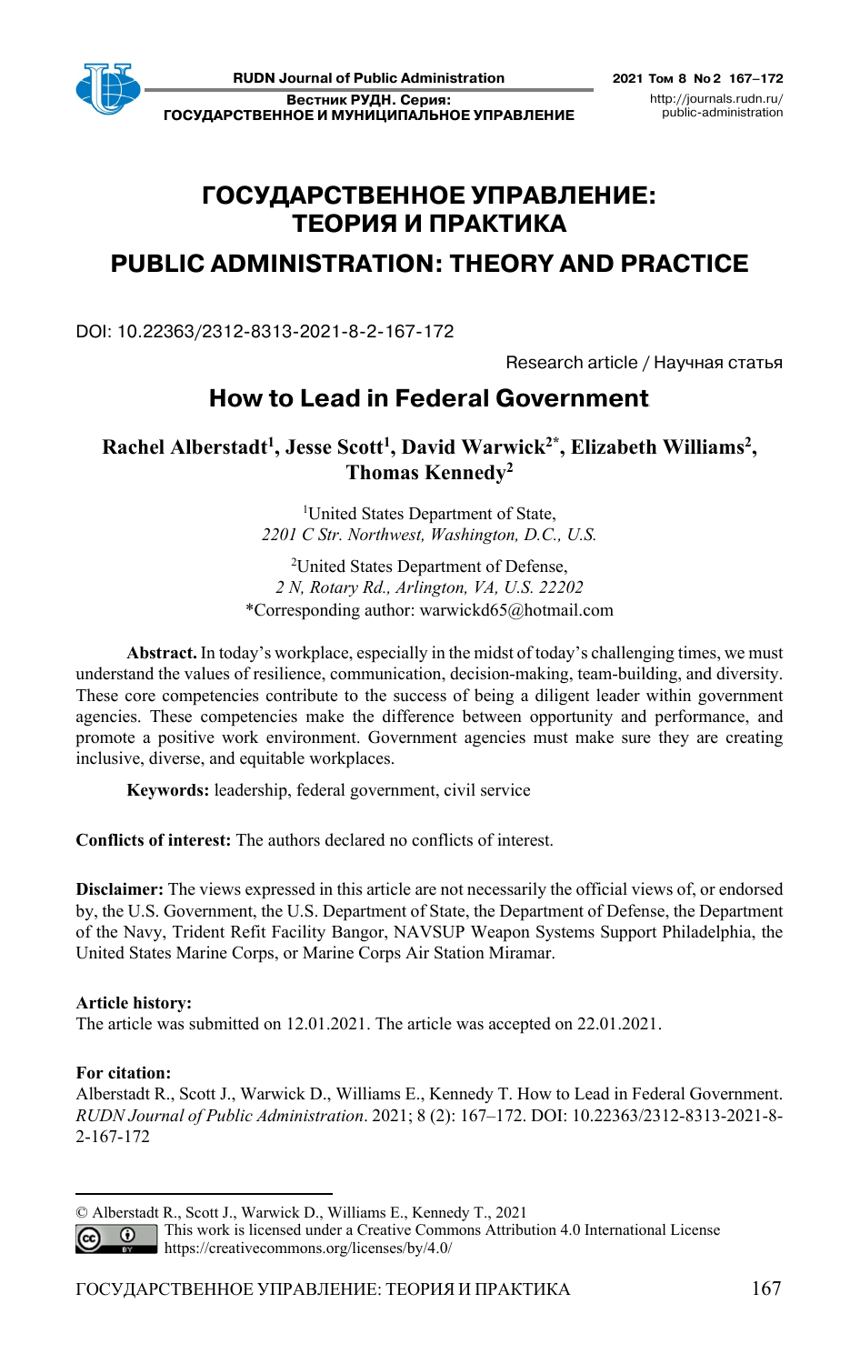# ГОСУДАРСТВЕННОЕ УПРАВЛЕНИЕ: ТЕОРИЯ И ПРАКТИКА

# PUBLIC ADMINISTRATION: THEORY AND PRACTICE

DOI: 10.22363/2312-8313-2021-8-2-167-172

Research article / Научная статья

## How to Lead in Federal Government

**Rachel Alberstadt[1], Jesse Scott[1], David Warwick[2*], Elizabeth Williams[2], Thomas Kennedy[2]**

[1]United States Department of State,
*2201 C Str. Northwest, Washington, D.C., U.S.*

[2]United States Department of Defense,
*2 N, Rotary Rd., Arlington, VA, U.S. 22202*

*Corresponding author: warwickd65@hotmail.com

**Abstract.** In today's workplace, especially in the midst of today's challenging times, we must understand the values of resilience, communication, decision-making, team-building, and diversity. These core competencies contribute to the success of being a diligent leader within government agencies. These competencies make the difference between opportunity and performance, and promote a positive work environment. Government agencies must make sure they are creating inclusive, diverse, and equitable workplaces.

**Keywords:** leadership, federal government, civil service

**Conflicts of interest:** The authors declared no conflicts of interest.

**Disclaimer:** The views expressed in this article are not necessarily the official views of, or endorsed by, the U.S. Government, the U.S. Department of State, the Department of Defense, the Department of the Navy, Trident Refit Facility Bangor, NAVSUP Weapon Systems Support Philadelphia, the United States Marine Corps, or Marine Corps Air Station Miramar.

**Article history:**
The article was submitted on 12.01.2021. The article was accepted on 22.01.2021.

**For citation:**
Alberstadt R., Scott J., Warwick D., Williams E., Kennedy T. How to Lead in Federal Government. *RUDN Journal of Public Administration*. 2021; 8 (2): 167–172. DOI: 10.22363/2312-8313-2021-8-2-167-172

© Alberstadt R., Scott J., Warwick D., Williams E., Kennedy T., 2021
This work is licensed under a Creative Commons Attribution 4.0 International License https://creativecommons.org/licenses/by/4.0/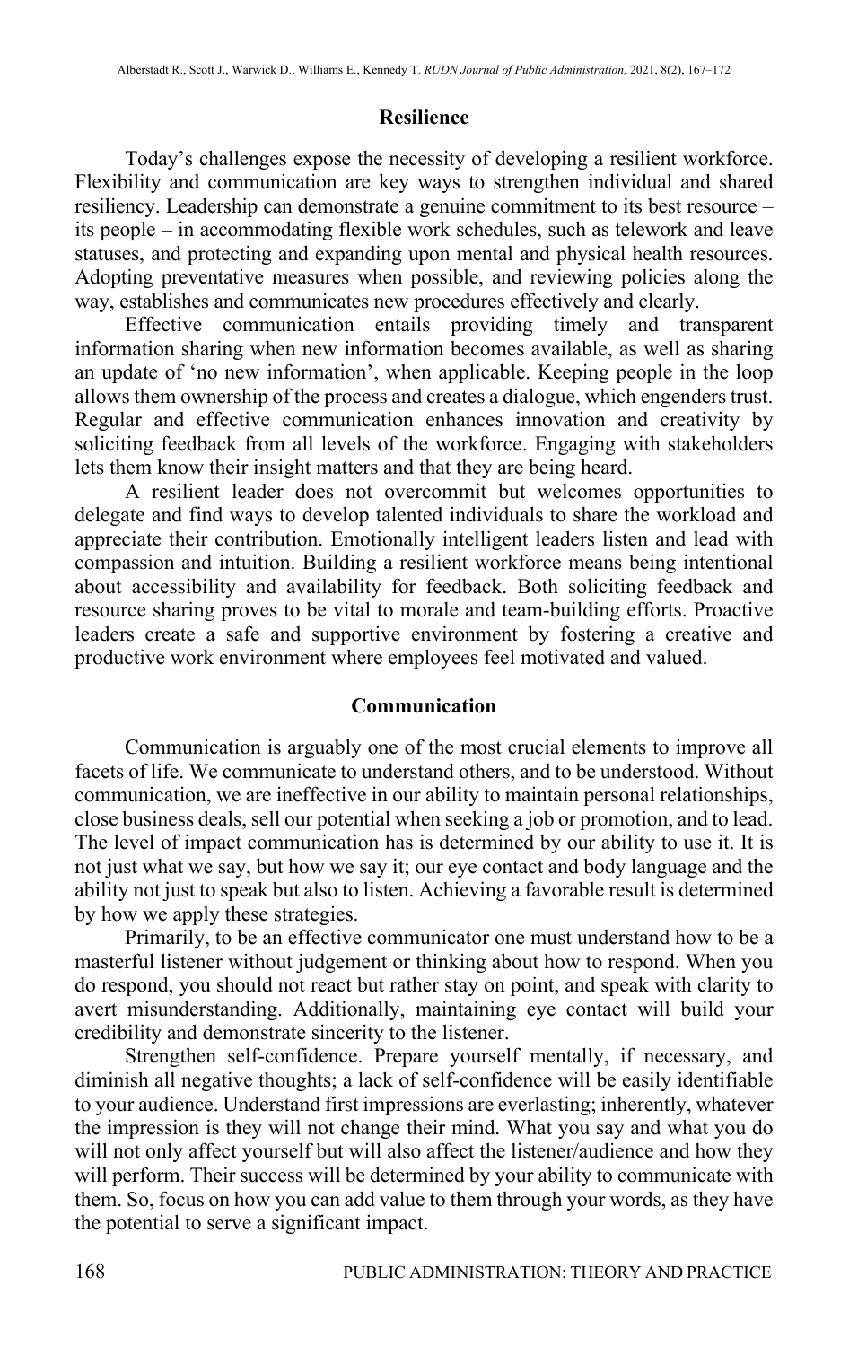## Resilience

Today's challenges expose the necessity of developing a resilient workforce. Flexibility and communication are key ways to strengthen individual and shared resiliency. Leadership can demonstrate a genuine commitment to its best resource – its people – in accommodating flexible work schedules, such as telework and leave statuses, and protecting and expanding upon mental and physical health resources. Adopting preventative measures when possible, and reviewing policies along the way, establishes and communicates new procedures effectively and clearly.

Effective communication entails providing timely and transparent information sharing when new information becomes available, as well as sharing an update of 'no new information', when applicable. Keeping people in the loop allows them ownership of the process and creates a dialogue, which engenders trust. Regular and effective communication enhances innovation and creativity by soliciting feedback from all levels of the workforce. Engaging with stakeholders lets them know their insight matters and that they are being heard.

A resilient leader does not overcommit but welcomes opportunities to delegate and find ways to develop talented individuals to share the workload and appreciate their contribution. Emotionally intelligent leaders listen and lead with compassion and intuition. Building a resilient workforce means being intentional about accessibility and availability for feedback. Both soliciting feedback and resource sharing proves to be vital to morale and team-building efforts. Proactive leaders create a safe and supportive environment by fostering a creative and productive work environment where employees feel motivated and valued.

## Communication

Communication is arguably one of the most crucial elements to improve all facets of life. We communicate to understand others, and to be understood. Without communication, we are ineffective in our ability to maintain personal relationships, close business deals, sell our potential when seeking a job or promotion, and to lead. The level of impact communication has is determined by our ability to use it. It is not just what we say, but how we say it; our eye contact and body language and the ability not just to speak but also to listen. Achieving a favorable result is determined by how we apply these strategies.

Primarily, to be an effective communicator one must understand how to be a masterful listener without judgement or thinking about how to respond. When you do respond, you should not react but rather stay on point, and speak with clarity to avert misunderstanding. Additionally, maintaining eye contact will build your credibility and demonstrate sincerity to the listener.

Strengthen self-confidence. Prepare yourself mentally, if necessary, and diminish all negative thoughts; a lack of self-confidence will be easily identifiable to your audience. Understand first impressions are everlasting; inherently, whatever the impression is they will not change their mind. What you say and what you do will not only affect yourself but will also affect the listener/audience and how they will perform. Their success will be determined by your ability to communicate with them. So, focus on how you can add value to them through your words, as they have the potential to serve a significant impact.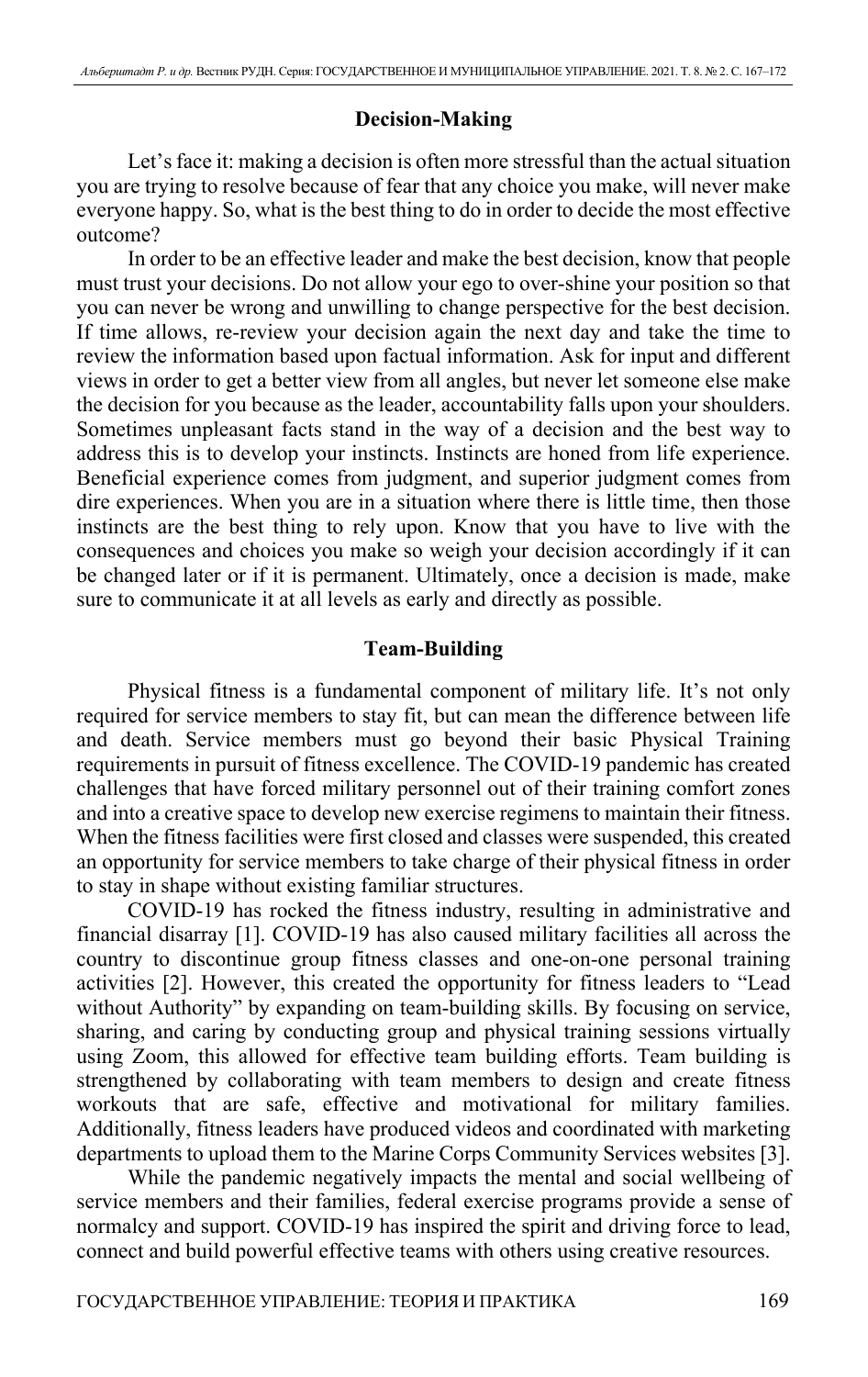## Decision-Making

Let's face it: making a decision is often more stressful than the actual situation you are trying to resolve because of fear that any choice you make, will never make everyone happy. So, what is the best thing to do in order to decide the most effective outcome?

In order to be an effective leader and make the best decision, know that people must trust your decisions. Do not allow your ego to over-shine your position so that you can never be wrong and unwilling to change perspective for the best decision. If time allows, re-review your decision again the next day and take the time to review the information based upon factual information. Ask for input and different views in order to get a better view from all angles, but never let someone else make the decision for you because as the leader, accountability falls upon your shoulders. Sometimes unpleasant facts stand in the way of a decision and the best way to address this is to develop your instincts. Instincts are honed from life experience. Beneficial experience comes from judgment, and superior judgment comes from dire experiences. When you are in a situation where there is little time, then those instincts are the best thing to rely upon. Know that you have to live with the consequences and choices you make so weigh your decision accordingly if it can be changed later or if it is permanent. Ultimately, once a decision is made, make sure to communicate it at all levels as early and directly as possible.

## Team-Building

Physical fitness is a fundamental component of military life. It's not only required for service members to stay fit, but can mean the difference between life and death. Service members must go beyond their basic Physical Training requirements in pursuit of fitness excellence. The COVID-19 pandemic has created challenges that have forced military personnel out of their training comfort zones and into a creative space to develop new exercise regimens to maintain their fitness. When the fitness facilities were first closed and classes were suspended, this created an opportunity for service members to take charge of their physical fitness in order to stay in shape without existing familiar structures.

COVID-19 has rocked the fitness industry, resulting in administrative and financial disarray [1]. COVID-19 has also caused military facilities all across the country to discontinue group fitness classes and one-on-one personal training activities [2]. However, this created the opportunity for fitness leaders to "Lead without Authority" by expanding on team-building skills. By focusing on service, sharing, and caring by conducting group and physical training sessions virtually using Zoom, this allowed for effective team building efforts. Team building is strengthened by collaborating with team members to design and create fitness workouts that are safe, effective and motivational for military families. Additionally, fitness leaders have produced videos and coordinated with marketing departments to upload them to the Marine Corps Community Services websites [3].

While the pandemic negatively impacts the mental and social wellbeing of service members and their families, federal exercise programs provide a sense of normalcy and support. COVID-19 has inspired the spirit and driving force to lead, connect and build powerful effective teams with others using creative resources.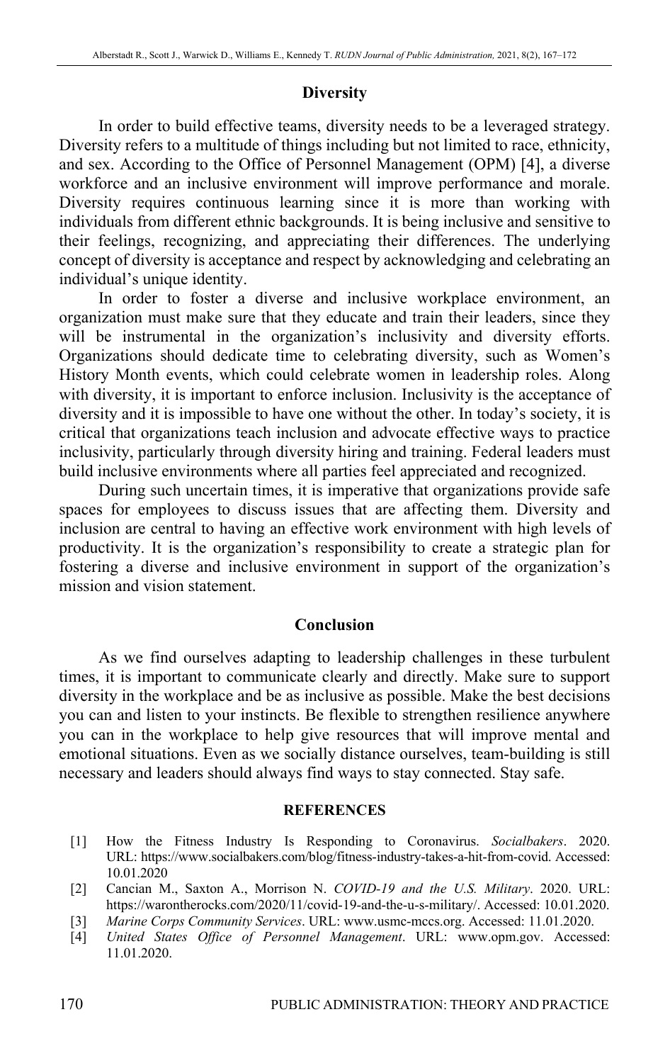## Diversity

In order to build effective teams, diversity needs to be a leveraged strategy. Diversity refers to a multitude of things including but not limited to race, ethnicity, and sex. According to the Office of Personnel Management (OPM) [4], a diverse workforce and an inclusive environment will improve performance and morale. Diversity requires continuous learning since it is more than working with individuals from different ethnic backgrounds. It is being inclusive and sensitive to their feelings, recognizing, and appreciating their differences. The underlying concept of diversity is acceptance and respect by acknowledging and celebrating an individual's unique identity.

In order to foster a diverse and inclusive workplace environment, an organization must make sure that they educate and train their leaders, since they will be instrumental in the organization's inclusivity and diversity efforts. Organizations should dedicate time to celebrating diversity, such as Women's History Month events, which could celebrate women in leadership roles. Along with diversity, it is important to enforce inclusion. Inclusivity is the acceptance of diversity and it is impossible to have one without the other. In today's society, it is critical that organizations teach inclusion and advocate effective ways to practice inclusivity, particularly through diversity hiring and training. Federal leaders must build inclusive environments where all parties feel appreciated and recognized.

During such uncertain times, it is imperative that organizations provide safe spaces for employees to discuss issues that are affecting them. Diversity and inclusion are central to having an effective work environment with high levels of productivity. It is the organization's responsibility to create a strategic plan for fostering a diverse and inclusive environment in support of the organization's mission and vision statement.

## Conclusion

As we find ourselves adapting to leadership challenges in these turbulent times, it is important to communicate clearly and directly. Make sure to support diversity in the workplace and be as inclusive as possible. Make the best decisions you can and listen to your instincts. Be flexible to strengthen resilience anywhere you can in the workplace to help give resources that will improve mental and emotional situations. Even as we socially distance ourselves, team-building is still necessary and leaders should always find ways to stay connected. Stay safe.

## REFERENCES

[1] How the Fitness Industry Is Responding to Coronavirus. *Socialbakers*. 2020. URL: https://www.socialbakers.com/blog/fitness-industry-takes-a-hit-from-covid. Accessed: 10.01.2020

[2] Cancian M., Saxton A., Morrison N. *COVID-19 and the U.S. Military*. 2020. URL: https://warontherocks.com/2020/11/covid-19-and-the-u-s-military/. Accessed: 10.01.2020.

[3] *Marine Corps Community Services*. URL: www.usmc-mccs.org. Accessed: 11.01.2020.

[4] *United States Office of Personnel Management*. URL: www.opm.gov. Accessed: 11.01.2020.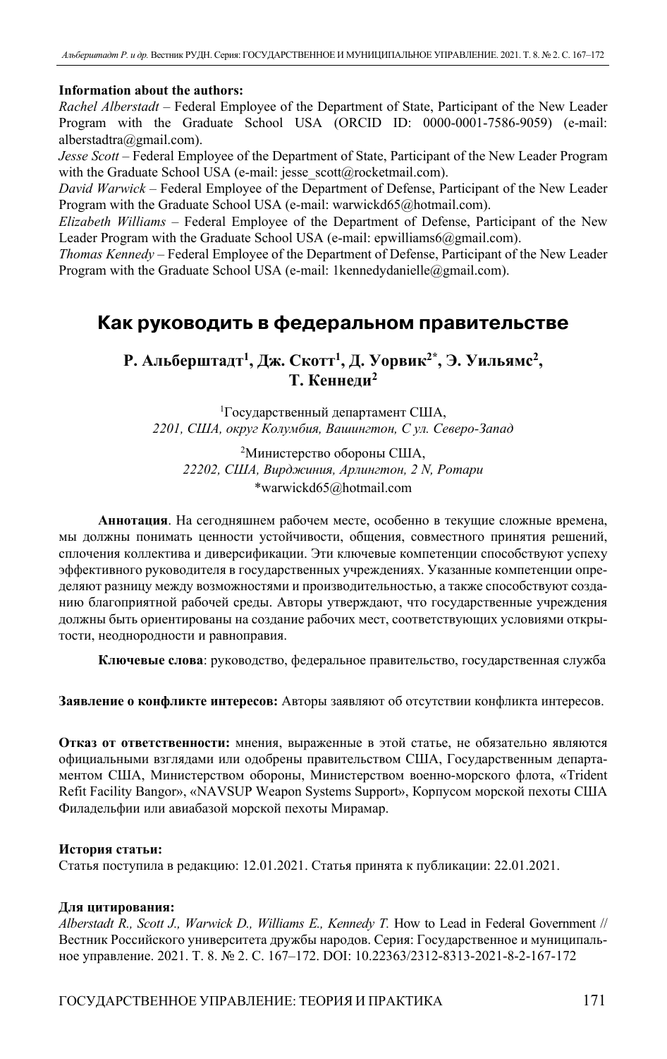**Information about the authors:**

*Rachel Alberstadt* – Federal Employee of the Department of State, Participant of the New Leader Program with the Graduate School USA (ORCID ID: 0000-0001-7586-9059) (e-mail: alberstadtra@gmail.com).

*Jesse Scott* – Federal Employee of the Department of State, Participant of the New Leader Program with the Graduate School USA (e-mail: jesse_scott@rocketmail.com).

*David Warwick* – Federal Employee of the Department of Defense, Participant of the New Leader Program with the Graduate School USA (e-mail: warwickd65@hotmail.com).

*Elizabeth Williams* – Federal Employee of the Department of Defense, Participant of the New Leader Program with the Graduate School USA (e-mail: epwilliams6@gmail.com).

*Thomas Kennedy* – Federal Employee of the Department of Defense, Participant of the New Leader Program with the Graduate School USA (e-mail: 1kennedydanielle@gmail.com).

# Как руководить в федеральном правительстве

**Р. Альберштадт[1], Дж. Скотт[1], Д. Уорвик[2*], Э. Уильямс[2], Т. Кеннеди[2]**

[1]Государственный департамент США,
*2201, США, округ Колумбия, Вашингтон, С ул. Северо-Запад*

[2]Министерство обороны США,
*22202, США, Вирджиния, Арлингтон, 2 N, Ротари*
*warwickd65@hotmail.com

**Аннотация**. На сегодняшнем рабочем месте, особенно в текущие сложные времена, мы должны понимать ценности устойчивости, общения, совместного принятия решений, сплочения коллектива и диверсификации. Эти ключевые компетенции способствуют успеху эффективного руководителя в государственных учреждениях. Указанные компетенции определяют разницу между возможностями и производительностью, а также способствуют созданию благоприятной рабочей среды. Авторы утверждают, что государственные учреждения должны быть ориентированы на создание рабочих мест, соответствующих условиями открытости, неоднородности и равноправия.

**Ключевые слова**: руководство, федеральное правительство, государственная служба

**Заявление о конфликте интересов:** Авторы заявляют об отсутствии конфликта интересов.

**Отказ от ответственности:** мнения, выраженные в этой статье, не обязательно являются официальными взглядами или одобрены правительством США, Государственным департаментом США, Министерством обороны, Министерством военно-морского флота, «Trident Refit Facility Bangor», «NAVSUP Weapon Systems Support», Корпусом морской пехоты США Филадельфии или авиабазой морской пехоты Мирамар.

**История статьи:**

Статья поступила в редакцию: 12.01.2021. Статья принята к публикации: 22.01.2021.

**Для цитирования:**

*Alberstadt R., Scott J., Warwick D., Williams E., Kennedy T.* How to Lead in Federal Government // Вестник Российского университета дружбы народов. Серия: Государственное и муниципальное управление. 2021. Т. 8. № 2. С. 167–172. DOI: 10.22363/2312-8313-2021-8-2-167-172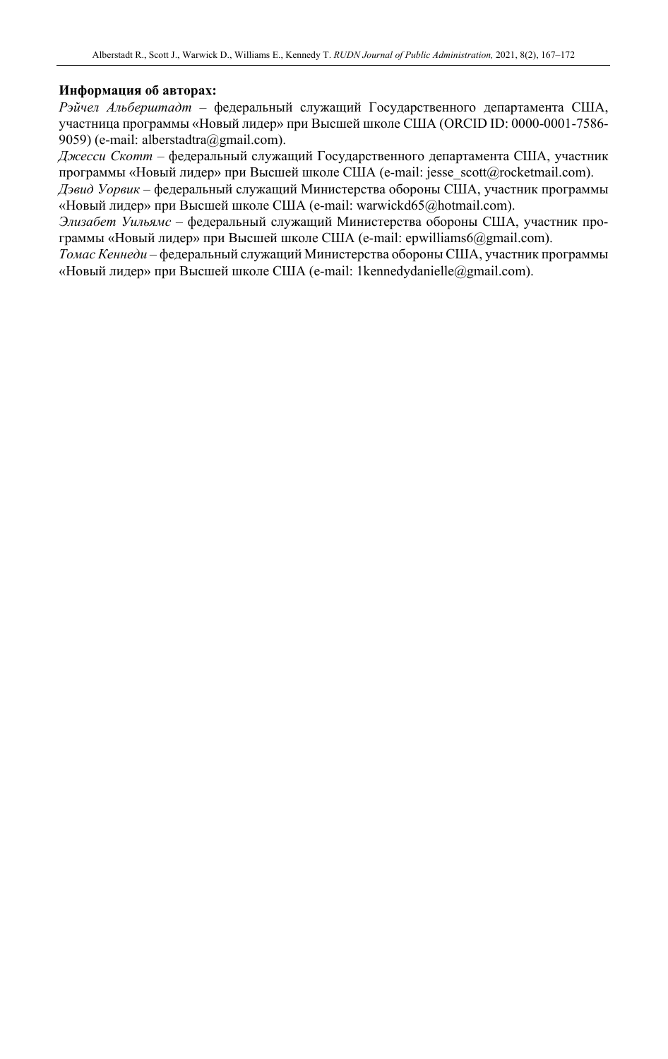**Информация об авторах:**

*Рэйчел Альберштадт* – федеральный служащий Государственного департамента США, участница программы «Новый лидер» при Высшей школе США (ORCID ID: 0000-0001-7586-9059) (e-mail: alberstadtra@gmail.com).

*Джесси Скотт* – федеральный служащий Государственного департамента США, участник программы «Новый лидер» при Высшей школе США (e-mail: jesse_scott@rocketmail.com).

*Дэвид Уорвик* – федеральный служащий Министерства обороны США, участник программы «Новый лидер» при Высшей школе США (e-mail: warwickd65@hotmail.com).

*Элизабет Уильямс* – федеральный служащий Министерства обороны США, участник программы «Новый лидер» при Высшей школе США (e-mail: epwilliams6@gmail.com).

*Томас Кеннеди* – федеральный служащий Министерства обороны США, участник программы «Новый лидер» при Высшей школе США (e-mail: 1kennedydanielle@gmail.com).